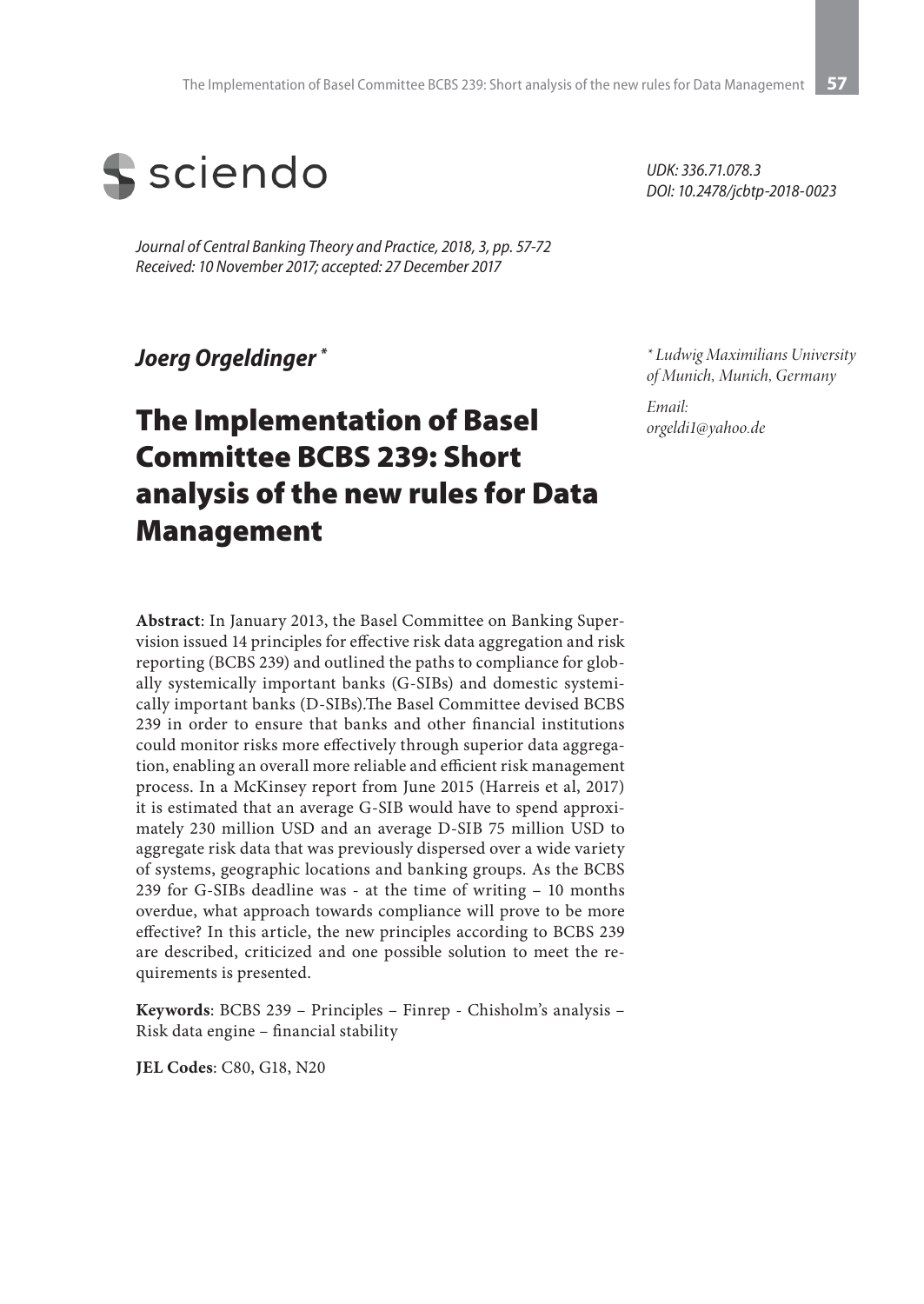UDK: 336.71.078.3
DOI: 10.2478/jcbtp-2018-0023

*Journal of Central Banking Theory and Practice, 2018, 3, pp. 57-72*
*Received: 10 November 2017; accepted: 27 December 2017*

***Joerg Orgeldinger*** [*]

[*] *Ludwig Maximilians University of Munich, Munich, Germany*

*Email:*
*orgeldi1@yahoo.de*

# The Implementation of Basel Committee BCBS 239: Short analysis of the new rules for Data Management

**Abstract**: In January 2013, the Basel Committee on Banking Supervision issued 14 principles for effective risk data aggregation and risk reporting (BCBS 239) and outlined the paths to compliance for globally systemically important banks (G-SIBs) and domestic systemically important banks (D-SIBs).The Basel Committee devised BCBS 239 in order to ensure that banks and other financial institutions could monitor risks more effectively through superior data aggregation, enabling an overall more reliable and efficient risk management process. In a McKinsey report from June 2015 (Harreis et al, 2017) it is estimated that an average G-SIB would have to spend approximately 230 million USD and an average D-SIB 75 million USD to aggregate risk data that was previously dispersed over a wide variety of systems, geographic locations and banking groups. As the BCBS 239 for G-SIBs deadline was - at the time of writing – 10 months overdue, what approach towards compliance will prove to be more effective? In this article, the new principles according to BCBS 239 are described, criticized and one possible solution to meet the requirements is presented.

**Keywords**: BCBS 239 – Principles – Finrep - Chisholm's analysis – Risk data engine – financial stability

**JEL Codes**: C80, G18, N20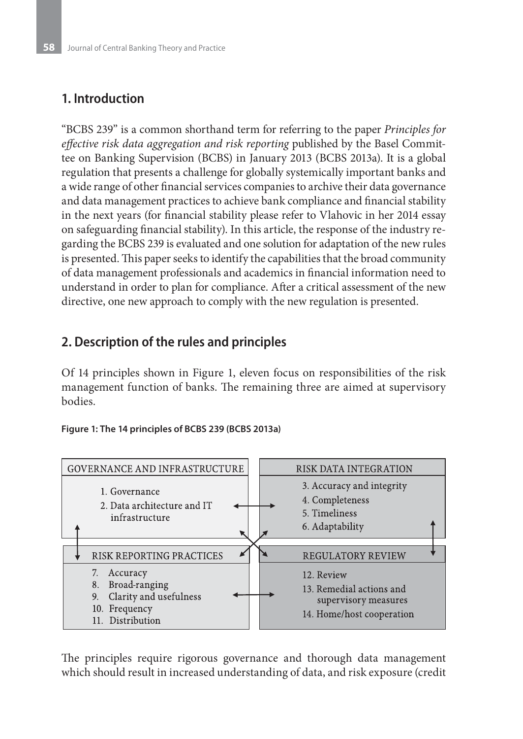## 1. Introduction

"BCBS 239" is a common shorthand term for referring to the paper *Principles for effective risk data aggregation and risk reporting* published by the Basel Committee on Banking Supervision (BCBS) in January 2013 (BCBS 2013a). It is a global regulation that presents a challenge for globally systemically important banks and a wide range of other financial services companies to archive their data governance and data management practices to achieve bank compliance and financial stability in the next years (for financial stability please refer to Vlahovic in her 2014 essay on safeguarding financial stability). In this article, the response of the industry regarding the BCBS 239 is evaluated and one solution for adaptation of the new rules is presented. This paper seeks to identify the capabilities that the broad community of data management professionals and academics in financial information need to understand in order to plan for compliance. After a critical assessment of the new directive, one new approach to comply with the new regulation is presented.

## 2. Description of the rules and principles

Of 14 principles shown in Figure 1, eleven focus on responsibilities of the risk management function of banks. The remaining three are aimed at supervisory bodies.

**Figure 1: The 14 principles of BCBS 239 (BCBS 2013a)**

| GOVERNANCE AND INFRASTRUCTURE | RISK DATA INTEGRATION |
|---|---|
| 1. Governance<br>2. Data architecture and IT infrastructure | 3. Accuracy and integrity<br>4. Completeness<br>5. Timeliness<br>6. Adaptability |
| **RISK REPORTING PRACTICES** | **REGULATORY REVIEW** |
| 7. Accuracy<br>8. Broad-ranging<br>9. Clarity and usefulness<br>10. Frequency<br>11. Distribution | 12. Review<br>13. Remedial actions and supervisory measures<br>14. Home/host cooperation |

The principles require rigorous governance and thorough data management which should result in increased understanding of data, and risk exposure (credit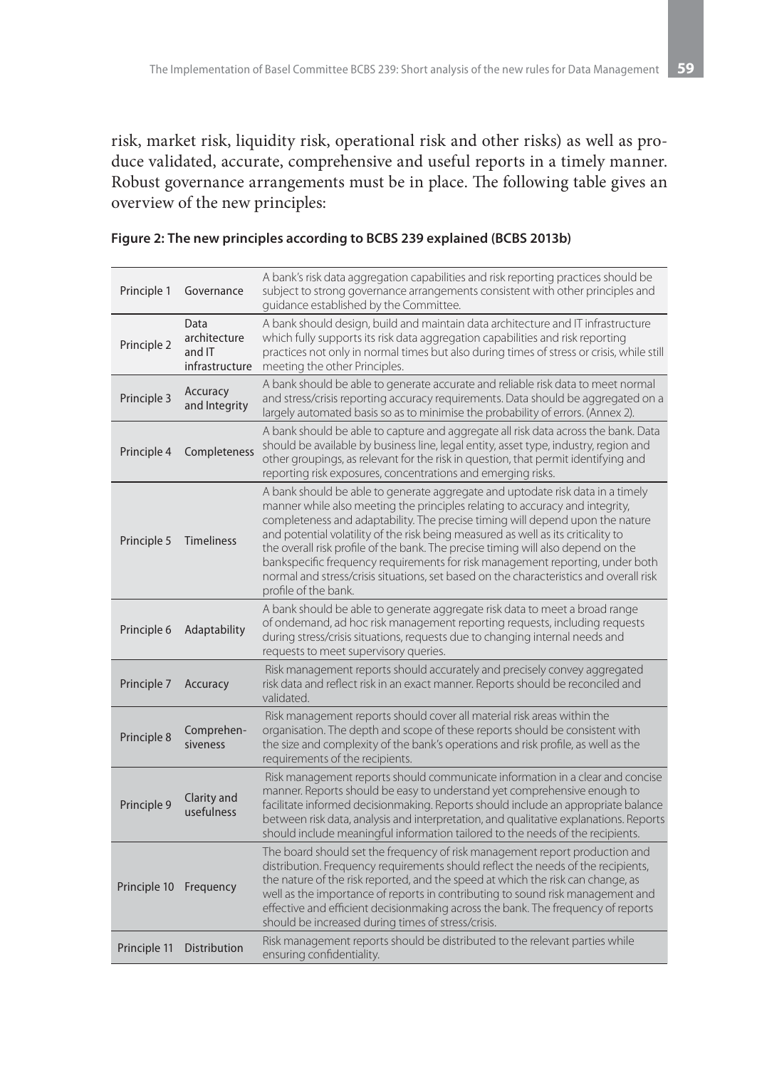risk, market risk, liquidity risk, operational risk and other risks) as well as produce validated, accurate, comprehensive and useful reports in a timely manner. Robust governance arrangements must be in place. The following table gives an overview of the new principles:

**Figure 2: The new principles according to BCBS 239 explained (BCBS 2013b)**

| | | |
|---|---|---|
| Principle 1 | Governance | A bank's risk data aggregation capabilities and risk reporting practices should be subject to strong governance arrangements consistent with other principles and guidance established by the Committee. |
| Principle 2 | Data architecture and IT infrastructure | A bank should design, build and maintain data architecture and IT infrastructure which fully supports its risk data aggregation capabilities and risk reporting practices not only in normal times but also during times of stress or crisis, while still meeting the other Principles. |
| Principle 3 | Accuracy and Integrity | A bank should be able to generate accurate and reliable risk data to meet normal and stress/crisis reporting accuracy requirements. Data should be aggregated on a largely automated basis so as to minimise the probability of errors. (Annex 2). |
| Principle 4 | Completeness | A bank should be able to capture and aggregate all risk data across the bank. Data should be available by business line, legal entity, asset type, industry, region and other groupings, as relevant for the risk in question, that permit identifying and reporting risk exposures, concentrations and emerging risks. |
| Principle 5 | Timeliness | A bank should be able to generate aggregate and uptodate risk data in a timely manner while also meeting the principles relating to accuracy and integrity, completeness and adaptability. The precise timing will depend upon the nature and potential volatility of the risk being measured as well as its criticality to the overall risk profile of the bank. The precise timing will also depend on the bankspecific frequency requirements for risk management reporting, under both normal and stress/crisis situations, set based on the characteristics and overall risk profile of the bank. |
| Principle 6 | Adaptability | A bank should be able to generate aggregate risk data to meet a broad range of ondemand, ad hoc risk management reporting requests, including requests during stress/crisis situations, requests due to changing internal needs and requests to meet supervisory queries. |
| Principle 7 | Accuracy | Risk management reports should accurately and precisely convey aggregated risk data and reflect risk in an exact manner. Reports should be reconciled and validated. |
| Principle 8 | Comprehensiveness | Risk management reports should cover all material risk areas within the organisation. The depth and scope of these reports should be consistent with the size and complexity of the bank's operations and risk profile, as well as the requirements of the recipients. |
| Principle 9 | Clarity and usefulness | Risk management reports should communicate information in a clear and concise manner. Reports should be easy to understand yet comprehensive enough to facilitate informed decisionmaking. Reports should include an appropriate balance between risk data, analysis and interpretation, and qualitative explanations. Reports should include meaningful information tailored to the needs of the recipients. |
| Principle 10 | Frequency | The board should set the frequency of risk management report production and distribution. Frequency requirements should reflect the needs of the recipients, the nature of the risk reported, and the speed at which the risk can change, as well as the importance of reports in contributing to sound risk management and effective and efficient decisionmaking across the bank. The frequency of reports should be increased during times of stress/crisis. |
| Principle 11 | Distribution | Risk management reports should be distributed to the relevant parties while ensuring confidentiality. |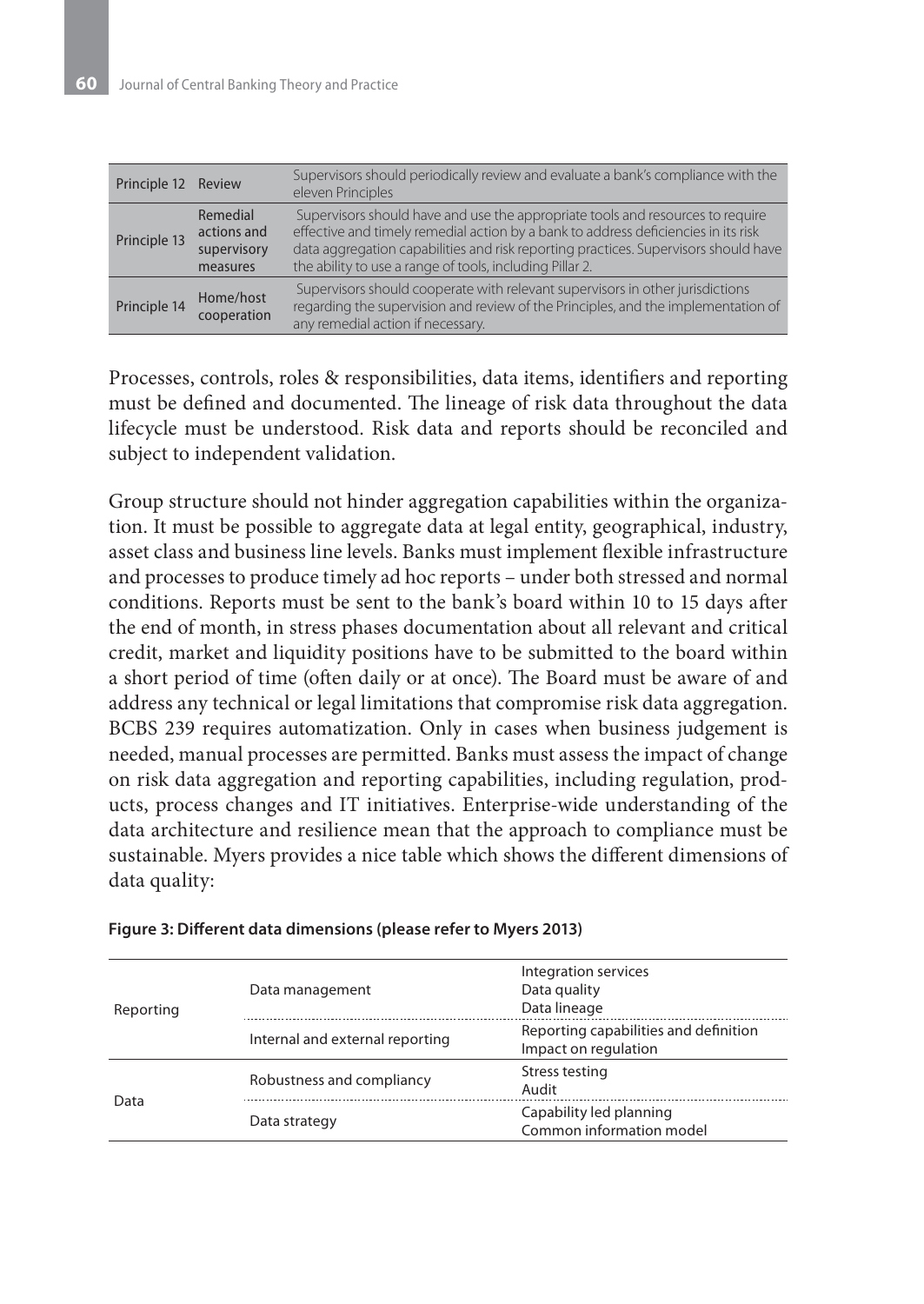| | | |
|---|---|---|
| Principle 12 | Review | Supervisors should periodically review and evaluate a bank's compliance with the eleven Principles |
| Principle 13 | Remedial actions and supervisory measures | Supervisors should have and use the appropriate tools and resources to require effective and timely remedial action by a bank to address deficiencies in its risk data aggregation capabilities and risk reporting practices. Supervisors should have the ability to use a range of tools, including Pillar 2. |
| Principle 14 | Home/host cooperation | Supervisors should cooperate with relevant supervisors in other jurisdictions regarding the supervision and review of the Principles, and the implementation of any remedial action if necessary. |

Processes, controls, roles & responsibilities, data items, identifiers and reporting must be defined and documented. The lineage of risk data throughout the data lifecycle must be understood. Risk data and reports should be reconciled and subject to independent validation.

Group structure should not hinder aggregation capabilities within the organization. It must be possible to aggregate data at legal entity, geographical, industry, asset class and business line levels. Banks must implement flexible infrastructure and processes to produce timely ad hoc reports – under both stressed and normal conditions. Reports must be sent to the bank's board within 10 to 15 days after the end of month, in stress phases documentation about all relevant and critical credit, market and liquidity positions have to be submitted to the board within a short period of time (often daily or at once). The Board must be aware of and address any technical or legal limitations that compromise risk data aggregation. BCBS 239 requires automatization. Only in cases when business judgement is needed, manual processes are permitted. Banks must assess the impact of change on risk data aggregation and reporting capabilities, including regulation, products, process changes and IT initiatives. Enterprise-wide understanding of the data architecture and resilience mean that the approach to compliance must be sustainable. Myers provides a nice table which shows the different dimensions of data quality:

**Figure 3: Different data dimensions (please refer to Myers 2013)**

| | | |
|---|---|---|
| Reporting | Data management | Integration services<br>Data quality<br>Data lineage |
| | Internal and external reporting | Reporting capabilities and definition<br>Impact on regulation |
| Data | Robustness and compliancy | Stress testing<br>Audit |
| | Data strategy | Capability led planning<br>Common information model |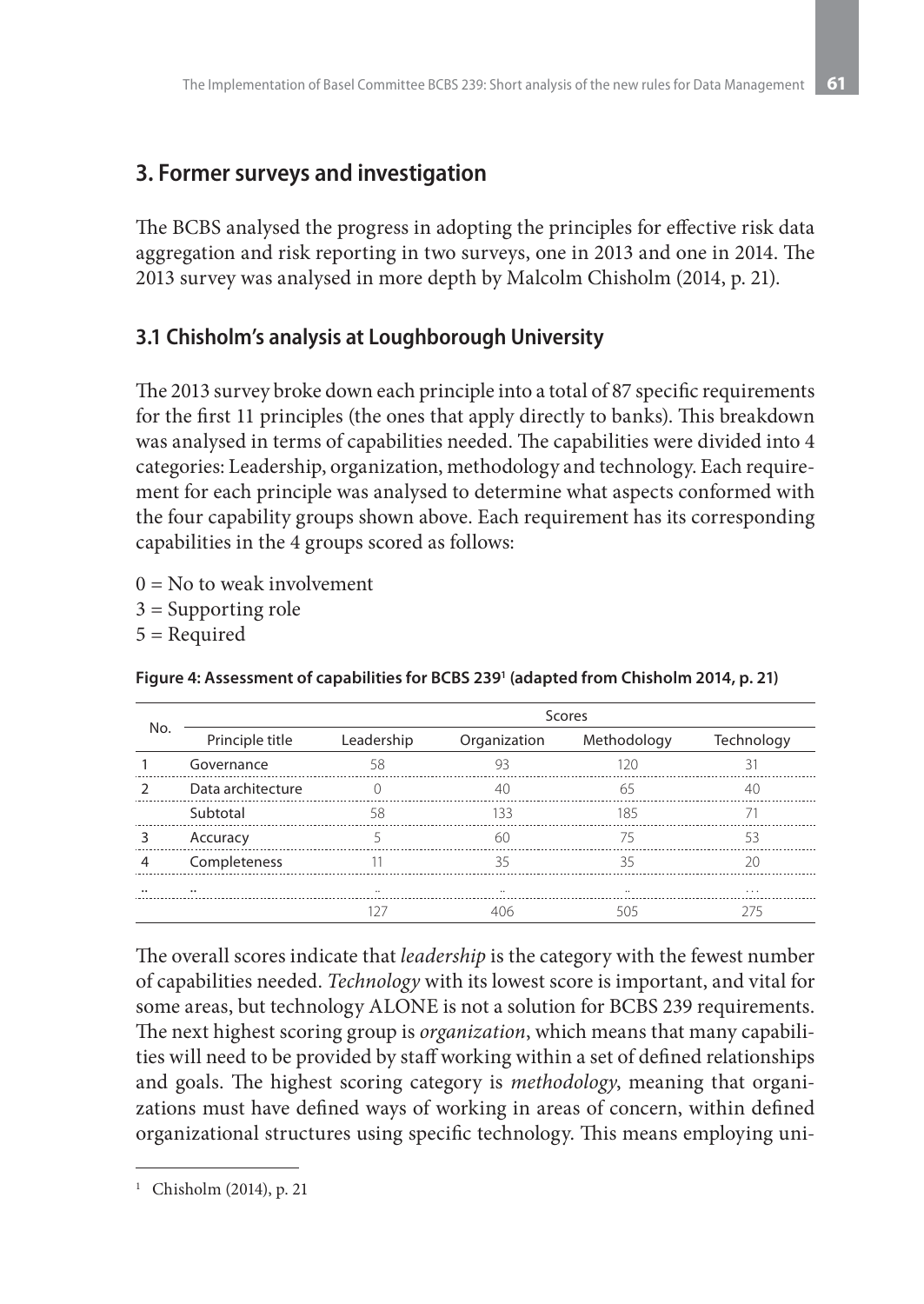## 3. Former surveys and investigation

The BCBS analysed the progress in adopting the principles for effective risk data aggregation and risk reporting in two surveys, one in 2013 and one in 2014. The 2013 survey was analysed in more depth by Malcolm Chisholm (2014, p. 21).

### 3.1 Chisholm's analysis at Loughborough University

The 2013 survey broke down each principle into a total of 87 specific requirements for the first 11 principles (the ones that apply directly to banks). This breakdown was analysed in terms of capabilities needed. The capabilities were divided into 4 categories: Leadership, organization, methodology and technology. Each requirement for each principle was analysed to determine what aspects conformed with the four capability groups shown above. Each requirement has its corresponding capabilities in the 4 groups scored as follows:

0 = No to weak involvement
3 = Supporting role
5 = Required

**Figure 4: Assessment of capabilities for BCBS 239[1] (adapted from Chisholm 2014, p. 21)**

| No. | | Scores | | | |
|---|---|---|---|---|---|
| | Principle title | Leadership | Organization | Methodology | Technology |
| 1 | Governance | 58 | 93 | 120 | 31 |
| 2 | Data architecture | 0 | 40 | 65 | 40 |
| | Subtotal | 58 | 133 | 185 | 71 |
| 3 | Accuracy | 5 | 60 | 75 | 53 |
| 4 | Completeness | 11 | 35 | 35 | 20 |
| .. | .. | .. | .. | .. | ... |
| | | 127 | 406 | 505 | 275 |

The overall scores indicate that *leadership* is the category with the fewest number of capabilities needed. *Technology* with its lowest score is important, and vital for some areas, but technology ALONE is not a solution for BCBS 239 requirements. The next highest scoring group is *organization*, which means that many capabilities will need to be provided by staff working within a set of defined relationships and goals. The highest scoring category is *methodology*, meaning that organizations must have defined ways of working in areas of concern, within defined organizational structures using specific technology. This means employing uni-

[1] Chisholm (2014), p. 21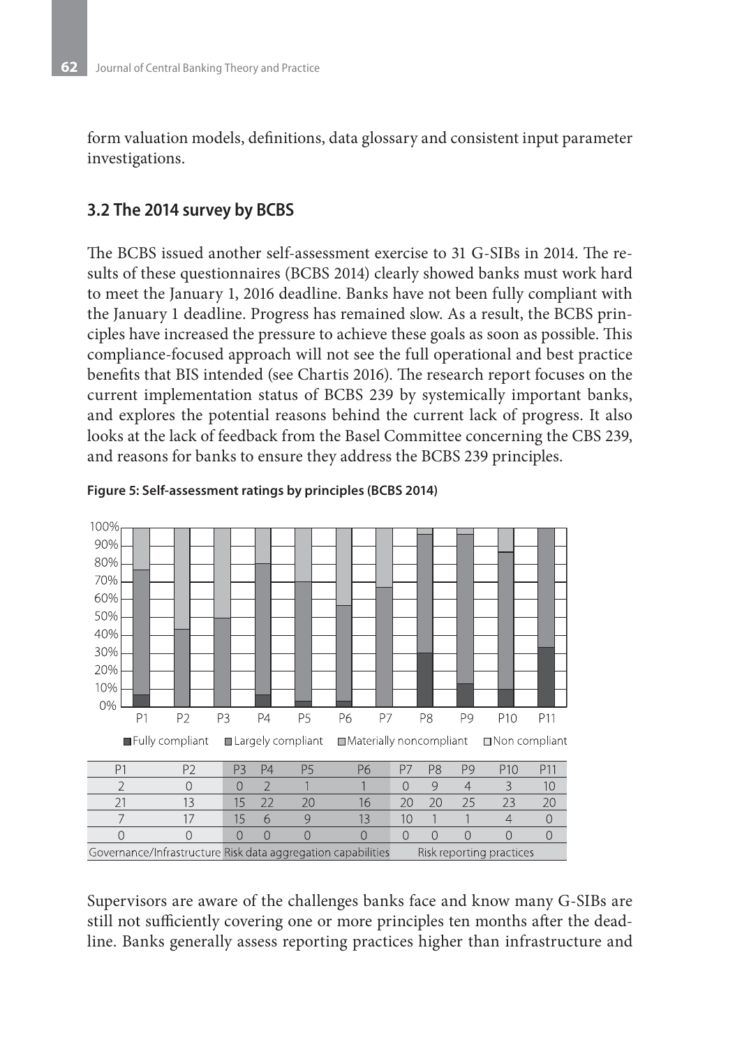form valuation models, definitions, data glossary and consistent input parameter investigations.

### 3.2 The 2014 survey by BCBS

The BCBS issued another self-assessment exercise to 31 G-SIBs in 2014. The results of these questionnaires (BCBS 2014) clearly showed banks must work hard to meet the January 1, 2016 deadline. Banks have not been fully compliant with the January 1 deadline. Progress has remained slow. As a result, the BCBS principles have increased the pressure to achieve these goals as soon as possible. This compliance-focused approach will not see the full operational and best practice benefits that BIS intended (see Chartis 2016). The research report focuses on the current implementation status of BCBS 239 by systemically important banks, and explores the potential reasons behind the current lack of progress. It also looks at the lack of feedback from the Basel Committee concerning the CBS 239, and reasons for banks to ensure they address the BCBS 239 principles.

**Figure 5: Self-assessment ratings by principles (BCBS 2014)**

| | P1 | P2 | P3 | P4 | P5 | P6 | P7 | P8 | P9 | P10 | P11 |
|---|---|---|---|---|---|---|---|---|---|---|---|
| Fully compliant | 2 | 0 | 0 | 2 | 1 | 1 | 0 | 9 | 4 | 3 | 10 |
| Largely compliant | 21 | 13 | 15 | 22 | 20 | 16 | 20 | 20 | 25 | 23 | 20 |
| Materially noncompliant | 7 | 17 | 15 | 6 | 9 | 13 | 10 | 1 | 1 | 4 | 0 |
| Non compliant | 0 | 0 | 0 | 0 | 0 | 0 | 0 | 0 | 0 | 0 | 0 |
| | Governance/Infrastructure | | Risk data aggregation capabilities | | | | Risk reporting practices | | | | |

Supervisors are aware of the challenges banks face and know many G-SIBs are still not sufficiently covering one or more principles ten months after the deadline. Banks generally assess reporting practices higher than infrastructure and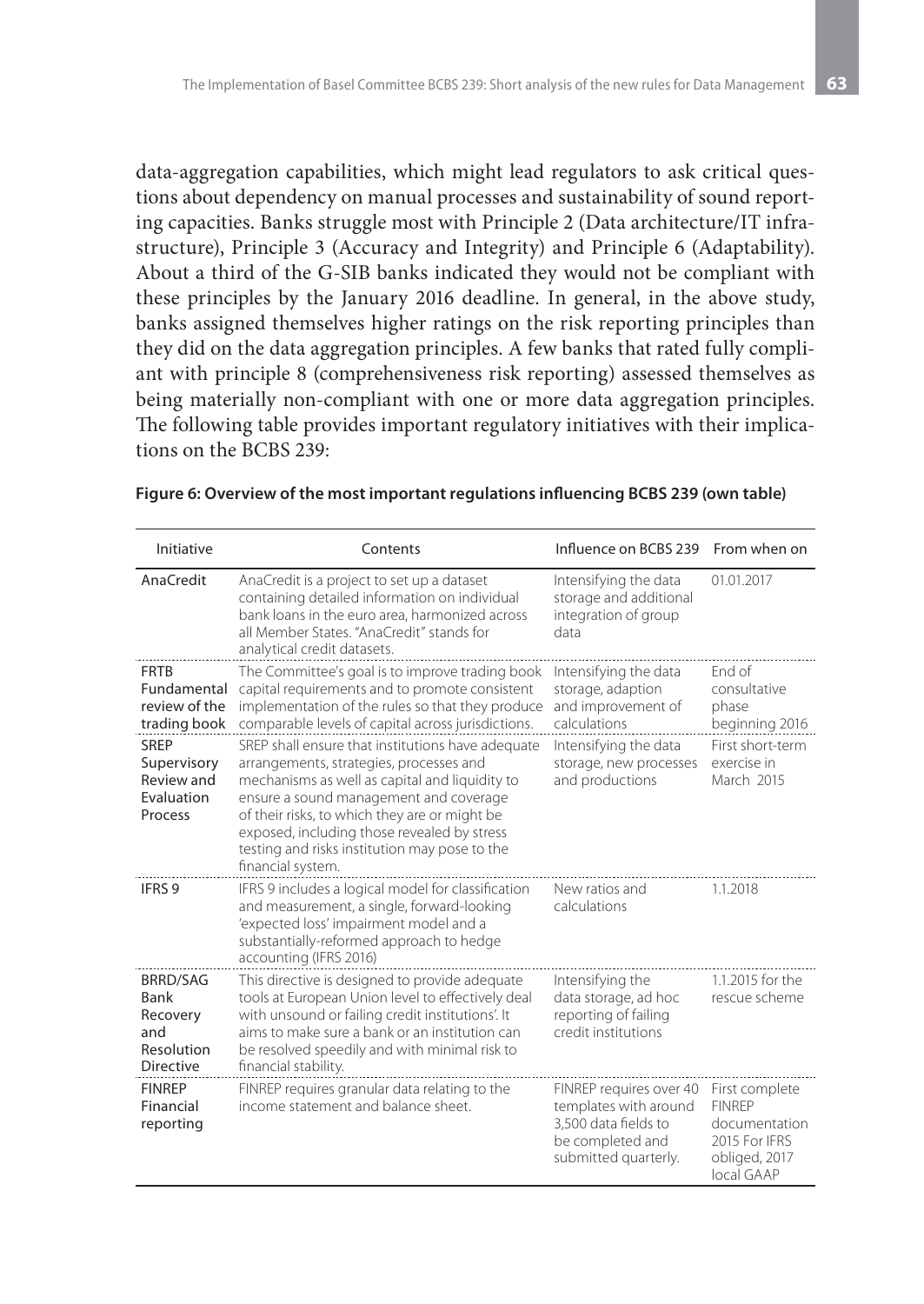data-aggregation capabilities, which might lead regulators to ask critical questions about dependency on manual processes and sustainability of sound reporting capacities. Banks struggle most with Principle 2 (Data architecture/IT infrastructure), Principle 3 (Accuracy and Integrity) and Principle 6 (Adaptability). About a third of the G-SIB banks indicated they would not be compliant with these principles by the January 2016 deadline. In general, in the above study, banks assigned themselves higher ratings on the risk reporting principles than they did on the data aggregation principles. A few banks that rated fully compliant with principle 8 (comprehensiveness risk reporting) assessed themselves as being materially non-compliant with one or more data aggregation principles. The following table provides important regulatory initiatives with their implications on the BCBS 239:

**Figure 6: Overview of the most important regulations influencing BCBS 239 (own table)**

| Initiative | Contents | Influence on BCBS 239 | From when on |
|---|---|---|---|
| AnaCredit | AnaCredit is a project to set up a dataset containing detailed information on individual bank loans in the euro area, harmonized across all Member States. "AnaCredit" stands for analytical credit datasets. | Intensifying the data storage and additional integration of group data | 01.01.2017 |
| FRTB Fundamental review of the trading book | The Committee's goal is to improve trading book capital requirements and to promote consistent implementation of the rules so that they produce comparable levels of capital across jurisdictions. | Intensifying the data storage, adaption and improvement of calculations | End of consultative phase beginning 2016 |
| SREP Supervisory Review and Evaluation Process | SREP shall ensure that institutions have adequate arrangements, strategies, processes and mechanisms as well as capital and liquidity to ensure a sound management and coverage of their risks, to which they are or might be exposed, including those revealed by stress testing and risks institution may pose to the financial system. | Intensifying the data storage, new processes and productions | First short-term exercise in March 2015 |
| IFRS 9 | IFRS 9 includes a logical model for classification and measurement, a single, forward-looking 'expected loss' impairment model and a substantially-reformed approach to hedge accounting (IFRS 2016) | New ratios and calculations | 1.1.2018 |
| BRRD/SAG Bank Recovery and Resolution Directive | This directive is designed to provide adequate tools at European Union level to effectively deal with unsound or failing credit institutions'. It aims to make sure a bank or an institution can be resolved speedily and with minimal risk to financial stability. | Intensifying the data storage, ad hoc reporting of failing credit institutions | 1.1.2015 for the rescue scheme |
| FINREP Financial reporting | FINREP requires granular data relating to the income statement and balance sheet. | FINREP requires over 40 templates with around 3,500 data fields to be completed and submitted quarterly. | First complete FINREP documentation 2015 For IFRS obliged, 2017 local GAAP |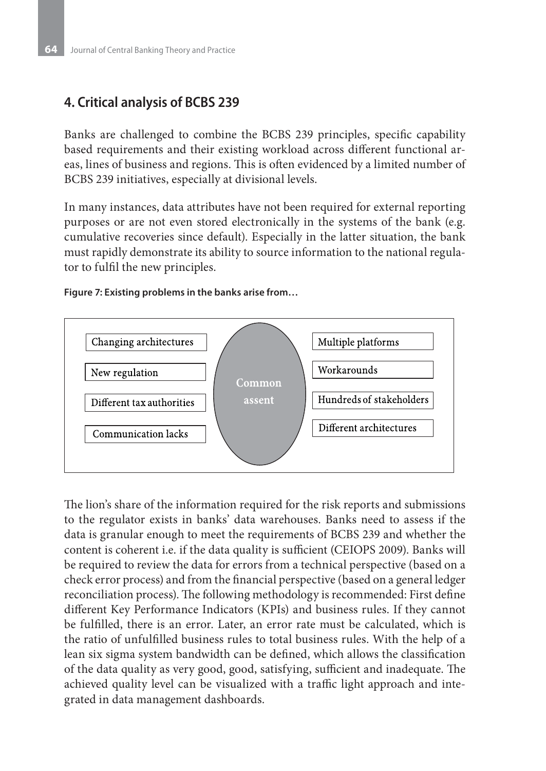## 4. Critical analysis of BCBS 239

Banks are challenged to combine the BCBS 239 principles, specific capability based requirements and their existing workload across different functional areas, lines of business and regions. This is often evidenced by a limited number of BCBS 239 initiatives, especially at divisional levels.

In many instances, data attributes have not been required for external reporting purposes or are not even stored electronically in the systems of the bank (e.g. cumulative recoveries since default). Especially in the latter situation, the bank must rapidly demonstrate its ability to source information to the national regulator to fulfil the new principles.

**Figure 7: Existing problems in the banks arise from…**

| | | |
|---|---|---|
| Changing architectures | Common assent | Multiple platforms |
| New regulation | | Workarounds |
| Different tax authorities | | Hundreds of stakeholders |
| Communication lacks | | Different architectures |

The lion's share of the information required for the risk reports and submissions to the regulator exists in banks' data warehouses. Banks need to assess if the data is granular enough to meet the requirements of BCBS 239 and whether the content is coherent i.e. if the data quality is sufficient (CEIOPS 2009). Banks will be required to review the data for errors from a technical perspective (based on a check error process) and from the financial perspective (based on a general ledger reconciliation process). The following methodology is recommended: First define different Key Performance Indicators (KPIs) and business rules. If they cannot be fulfilled, there is an error. Later, an error rate must be calculated, which is the ratio of unfulfilled business rules to total business rules. With the help of a lean six sigma system bandwidth can be defined, which allows the classification of the data quality as very good, good, satisfying, sufficient and inadequate. The achieved quality level can be visualized with a traffic light approach and integrated in data management dashboards.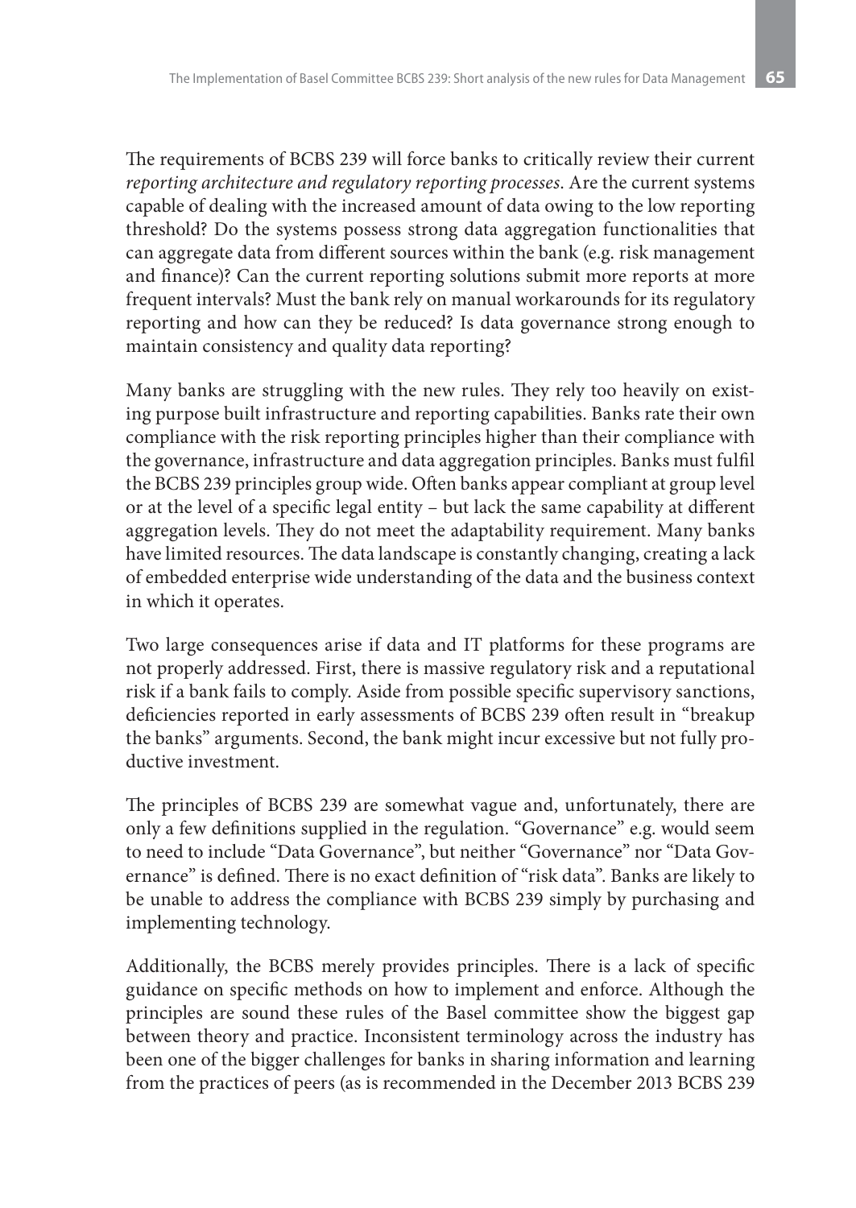The requirements of BCBS 239 will force banks to critically review their current *reporting architecture and regulatory reporting processes*. Are the current systems capable of dealing with the increased amount of data owing to the low reporting threshold? Do the systems possess strong data aggregation functionalities that can aggregate data from different sources within the bank (e.g. risk management and finance)? Can the current reporting solutions submit more reports at more frequent intervals? Must the bank rely on manual workarounds for its regulatory reporting and how can they be reduced? Is data governance strong enough to maintain consistency and quality data reporting?

Many banks are struggling with the new rules. They rely too heavily on existing purpose built infrastructure and reporting capabilities. Banks rate their own compliance with the risk reporting principles higher than their compliance with the governance, infrastructure and data aggregation principles. Banks must fulfil the BCBS 239 principles group wide. Often banks appear compliant at group level or at the level of a specific legal entity – but lack the same capability at different aggregation levels. They do not meet the adaptability requirement. Many banks have limited resources. The data landscape is constantly changing, creating a lack of embedded enterprise wide understanding of the data and the business context in which it operates.

Two large consequences arise if data and IT platforms for these programs are not properly addressed. First, there is massive regulatory risk and a reputational risk if a bank fails to comply. Aside from possible specific supervisory sanctions, deficiencies reported in early assessments of BCBS 239 often result in "breakup the banks" arguments. Second, the bank might incur excessive but not fully productive investment.

The principles of BCBS 239 are somewhat vague and, unfortunately, there are only a few definitions supplied in the regulation. "Governance" e.g. would seem to need to include "Data Governance", but neither "Governance" nor "Data Governance" is defined. There is no exact definition of "risk data". Banks are likely to be unable to address the compliance with BCBS 239 simply by purchasing and implementing technology.

Additionally, the BCBS merely provides principles. There is a lack of specific guidance on specific methods on how to implement and enforce. Although the principles are sound these rules of the Basel committee show the biggest gap between theory and practice. Inconsistent terminology across the industry has been one of the bigger challenges for banks in sharing information and learning from the practices of peers (as is recommended in the December 2013 BCBS 239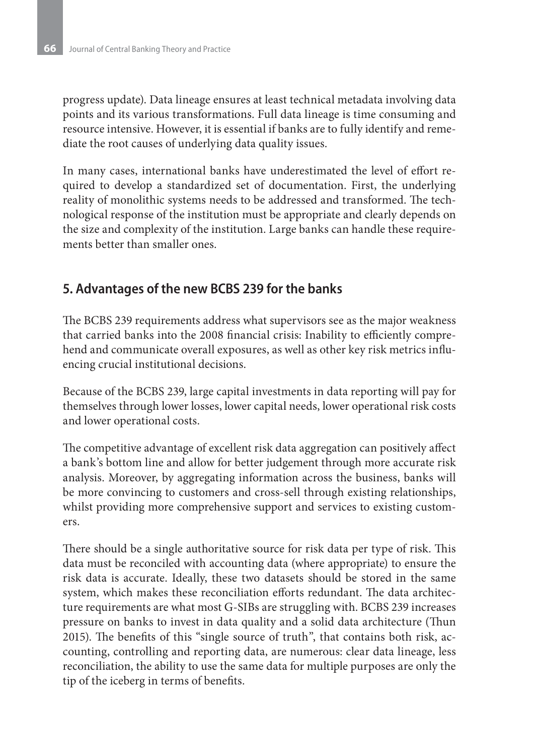progress update). Data lineage ensures at least technical metadata involving data points and its various transformations. Full data lineage is time consuming and resource intensive. However, it is essential if banks are to fully identify and remediate the root causes of underlying data quality issues.

In many cases, international banks have underestimated the level of effort required to develop a standardized set of documentation. First, the underlying reality of monolithic systems needs to be addressed and transformed. The technological response of the institution must be appropriate and clearly depends on the size and complexity of the institution. Large banks can handle these requirements better than smaller ones.

## 5. Advantages of the new BCBS 239 for the banks

The BCBS 239 requirements address what supervisors see as the major weakness that carried banks into the 2008 financial crisis: Inability to efficiently comprehend and communicate overall exposures, as well as other key risk metrics influencing crucial institutional decisions.

Because of the BCBS 239, large capital investments in data reporting will pay for themselves through lower losses, lower capital needs, lower operational risk costs and lower operational costs.

The competitive advantage of excellent risk data aggregation can positively affect a bank's bottom line and allow for better judgement through more accurate risk analysis. Moreover, by aggregating information across the business, banks will be more convincing to customers and cross-sell through existing relationships, whilst providing more comprehensive support and services to existing customers.

There should be a single authoritative source for risk data per type of risk. This data must be reconciled with accounting data (where appropriate) to ensure the risk data is accurate. Ideally, these two datasets should be stored in the same system, which makes these reconciliation efforts redundant. The data architecture requirements are what most G-SIBs are struggling with. BCBS 239 increases pressure on banks to invest in data quality and a solid data architecture (Thun 2015). The benefits of this "single source of truth", that contains both risk, accounting, controlling and reporting data, are numerous: clear data lineage, less reconciliation, the ability to use the same data for multiple purposes are only the tip of the iceberg in terms of benefits.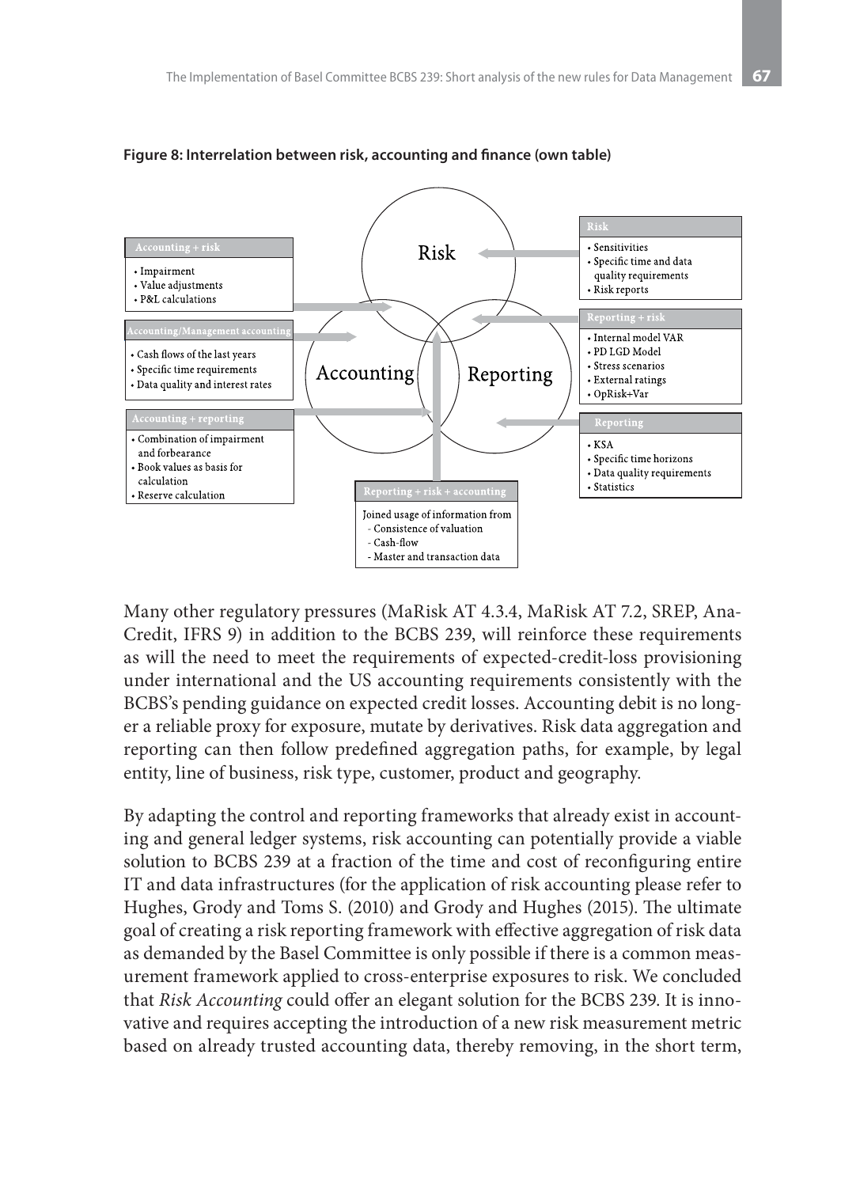**Figure 8: Interrelation between risk, accounting and finance (own table)**

**Accounting + risk**
- Impairment
- Value adjustments
- P&L calculations

**Accounting/Management accounting**
- Cash flows of the last years
- Specific time requirements
- Data quality and interest rates

**Accounting + reporting**
- Combination of impairment and forbearance
- Book values as basis for calculation
- Reserve calculation

**Risk**
- Sensitivities
- Specific time and data quality requirements
- Risk reports

**Reporting + risk**
- Internal model VAR
- PD LGD Model
- Stress scenarios
- External ratings
- OpRisk+Var

**Reporting**
- KSA
- Specific time horizons
- Data quality requirements
- Statistics

**Reporting + risk + accounting**

Joined usage of information from
- Consistence of valuation
- Cash-flow
- Master and transaction data

Many other regulatory pressures (MaRisk AT 4.3.4, MaRisk AT 7.2, SREP, Ana-Credit, IFRS 9) in addition to the BCBS 239, will reinforce these requirements as will the need to meet the requirements of expected-credit-loss provisioning under international and the US accounting requirements consistently with the BCBS's pending guidance on expected credit losses. Accounting debit is no longer a reliable proxy for exposure, mutate by derivatives. Risk data aggregation and reporting can then follow predefined aggregation paths, for example, by legal entity, line of business, risk type, customer, product and geography.

By adapting the control and reporting frameworks that already exist in accounting and general ledger systems, risk accounting can potentially provide a viable solution to BCBS 239 at a fraction of the time and cost of reconfiguring entire IT and data infrastructures (for the application of risk accounting please refer to Hughes, Grody and Toms S. (2010) and Grody and Hughes (2015). The ultimate goal of creating a risk reporting framework with effective aggregation of risk data as demanded by the Basel Committee is only possible if there is a common measurement framework applied to cross-enterprise exposures to risk. We concluded that *Risk Accounting* could offer an elegant solution for the BCBS 239. It is innovative and requires accepting the introduction of a new risk measurement metric based on already trusted accounting data, thereby removing, in the short term,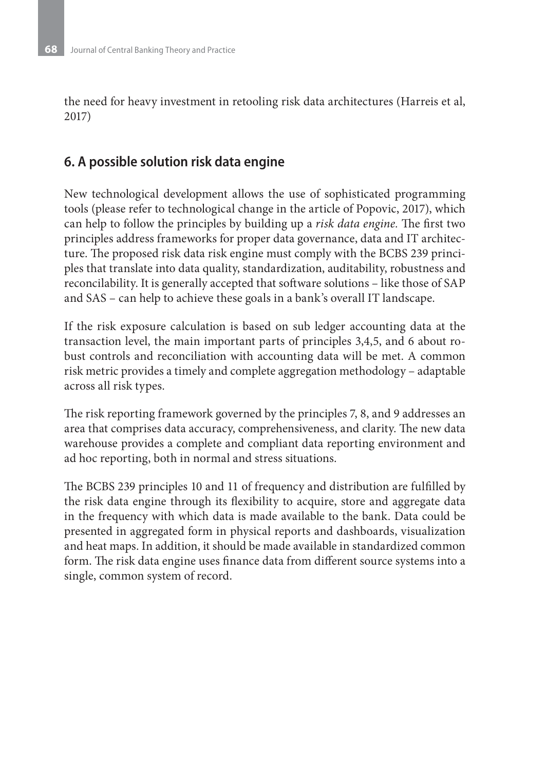the need for heavy investment in retooling risk data architectures (Harreis et al, 2017)

## 6. A possible solution risk data engine

New technological development allows the use of sophisticated programming tools (please refer to technological change in the article of Popovic, 2017), which can help to follow the principles by building up a *risk data engine.* The first two principles address frameworks for proper data governance, data and IT architecture. The proposed risk data risk engine must comply with the BCBS 239 principles that translate into data quality, standardization, auditability, robustness and reconcilability. It is generally accepted that software solutions – like those of SAP and SAS – can help to achieve these goals in a bank's overall IT landscape.

If the risk exposure calculation is based on sub ledger accounting data at the transaction level, the main important parts of principles 3,4,5, and 6 about robust controls and reconciliation with accounting data will be met. A common risk metric provides a timely and complete aggregation methodology – adaptable across all risk types.

The risk reporting framework governed by the principles 7, 8, and 9 addresses an area that comprises data accuracy, comprehensiveness, and clarity. The new data warehouse provides a complete and compliant data reporting environment and ad hoc reporting, both in normal and stress situations.

The BCBS 239 principles 10 and 11 of frequency and distribution are fulfilled by the risk data engine through its flexibility to acquire, store and aggregate data in the frequency with which data is made available to the bank. Data could be presented in aggregated form in physical reports and dashboards, visualization and heat maps. In addition, it should be made available in standardized common form. The risk data engine uses finance data from different source systems into a single, common system of record.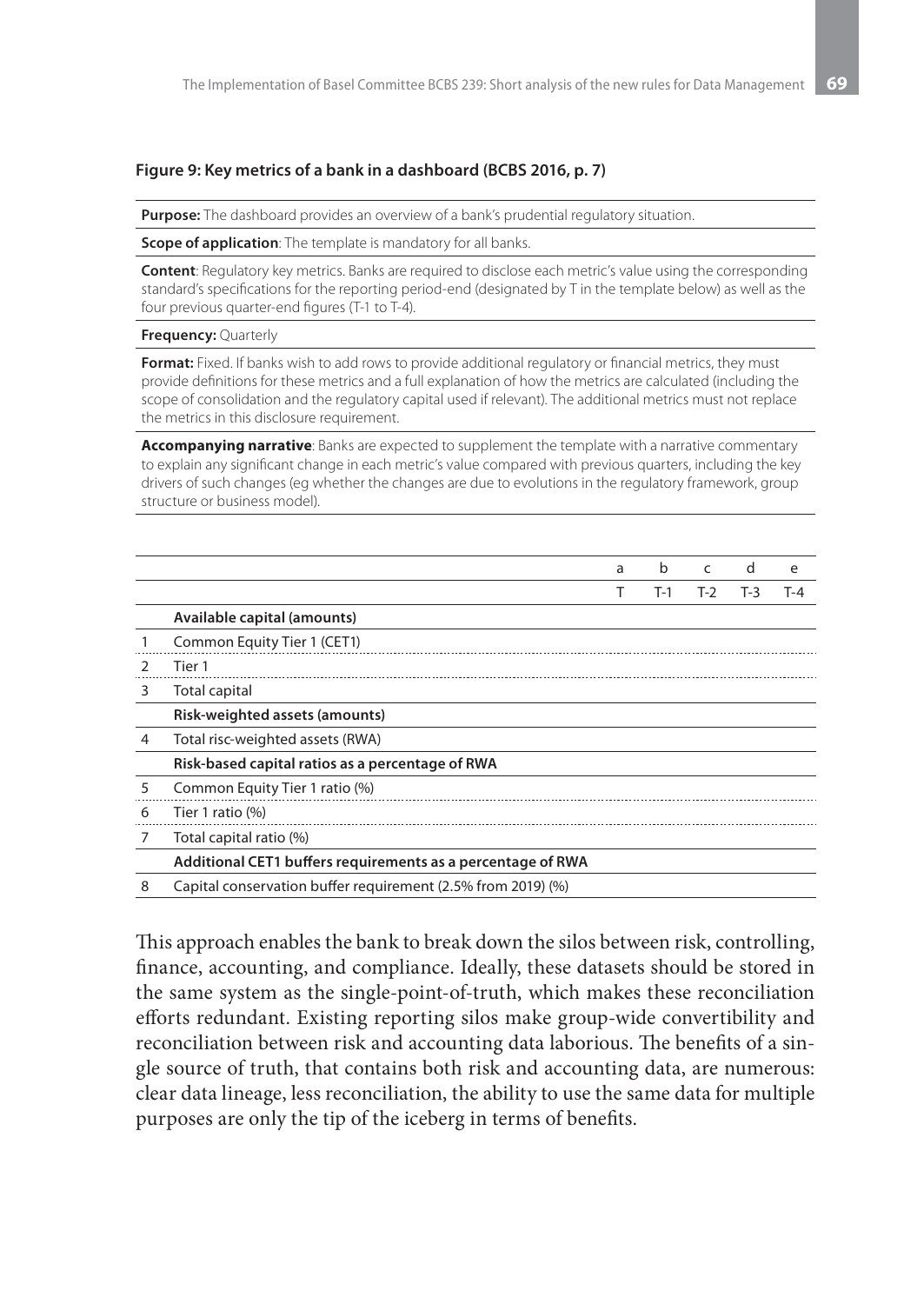**Figure 9: Key metrics of a bank in a dashboard (BCBS 2016, p. 7)**

**Purpose:** The dashboard provides an overview of a bank's prudential regulatory situation.

**Scope of application**: The template is mandatory for all banks.

**Content**: Regulatory key metrics. Banks are required to disclose each metric's value using the corresponding standard's specifications for the reporting period-end (designated by T in the template below) as well as the four previous quarter-end figures (T-1 to T-4).

**Frequency:** Quarterly

**Format:** Fixed. If banks wish to add rows to provide additional regulatory or financial metrics, they must provide definitions for these metrics and a full explanation of how the metrics are calculated (including the scope of consolidation and the regulatory capital used if relevant). The additional metrics must not replace the metrics in this disclosure requirement.

**Accompanying narrative**: Banks are expected to supplement the template with a narrative commentary to explain any significant change in each metric's value compared with previous quarters, including the key drivers of such changes (eg whether the changes are due to evolutions in the regulatory framework, group structure or business model).

| | | a | b | c | d | e |
|---|---|---|---|---|---|---|
| | | T | T-1 | T-2 | T-3 | T-4 |
| | **Available capital (amounts)** | | | | | |
| 1 | Common Equity Tier 1 (CET1) | | | | | |
| 2 | Tier 1 | | | | | |
| 3 | Total capital | | | | | |
| | **Risk-weighted assets (amounts)** | | | | | |
| 4 | Total risc-weighted assets (RWA) | | | | | |
| | **Risk-based capital ratios as a percentage of RWA** | | | | | |
| 5 | Common Equity Tier 1 ratio (%) | | | | | |
| 6 | Tier 1 ratio (%) | | | | | |
| 7 | Total capital ratio (%) | | | | | |
| | **Additional CET1 buffers requirements as a percentage of RWA** | | | | | |
| 8 | Capital conservation buffer requirement (2.5% from 2019) (%) | | | | | |

This approach enables the bank to break down the silos between risk, controlling, finance, accounting, and compliance. Ideally, these datasets should be stored in the same system as the single-point-of-truth, which makes these reconciliation efforts redundant. Existing reporting silos make group-wide convertibility and reconciliation between risk and accounting data laborious. The benefits of a single source of truth, that contains both risk and accounting data, are numerous: clear data lineage, less reconciliation, the ability to use the same data for multiple purposes are only the tip of the iceberg in terms of benefits.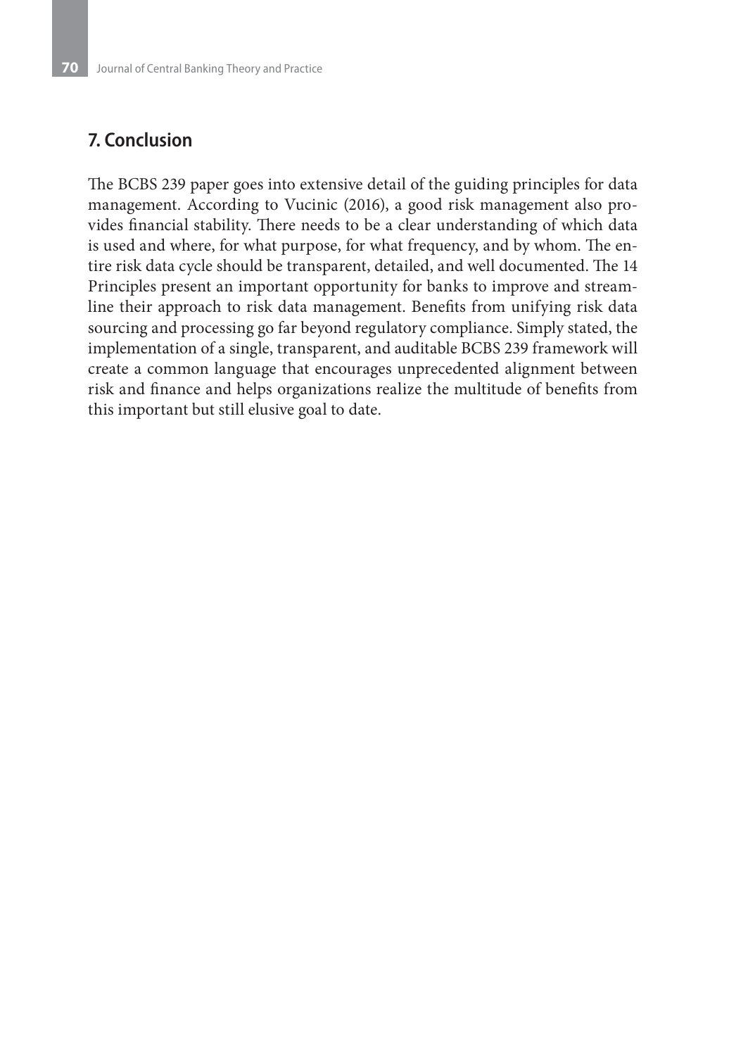## 7. Conclusion

The BCBS 239 paper goes into extensive detail of the guiding principles for data management. According to Vucinic (2016), a good risk management also provides financial stability. There needs to be a clear understanding of which data is used and where, for what purpose, for what frequency, and by whom. The entire risk data cycle should be transparent, detailed, and well documented. The 14 Principles present an important opportunity for banks to improve and streamline their approach to risk data management. Benefits from unifying risk data sourcing and processing go far beyond regulatory compliance. Simply stated, the implementation of a single, transparent, and auditable BCBS 239 framework will create a common language that encourages unprecedented alignment between risk and finance and helps organizations realize the multitude of benefits from this important but still elusive goal to date.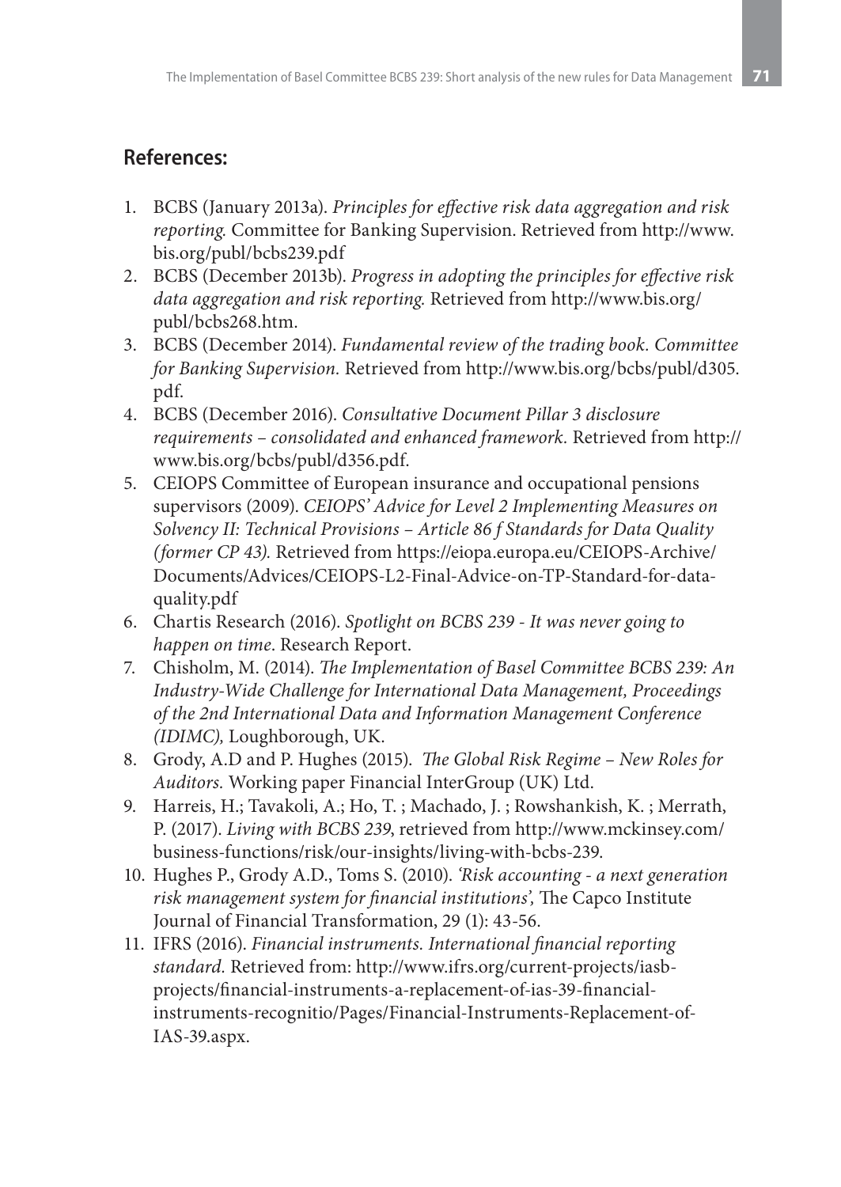## References:

1. BCBS (January 2013a). *Principles for effective risk data aggregation and risk reporting.* Committee for Banking Supervision. Retrieved from http://www.bis.org/publ/bcbs239.pdf
2. BCBS (December 2013b). *Progress in adopting the principles for effective risk data aggregation and risk reporting.* Retrieved from http://www.bis.org/publ/bcbs268.htm.
3. BCBS (December 2014). *Fundamental review of the trading book. Committee for Banking Supervision.* Retrieved from http://www.bis.org/bcbs/publ/d305.pdf.
4. BCBS (December 2016). *Consultative Document Pillar 3 disclosure requirements – consolidated and enhanced framework.* Retrieved from http://www.bis.org/bcbs/publ/d356.pdf.
5. CEIOPS Committee of European insurance and occupational pensions supervisors (2009). *CEIOPS' Advice for Level 2 Implementing Measures on Solvency II: Technical Provisions – Article 86 f Standards for Data Quality (former CP 43).* Retrieved from https://eiopa.europa.eu/CEIOPS-Archive/Documents/Advices/CEIOPS-L2-Final-Advice-on-TP-Standard-for-data-quality.pdf
6. Chartis Research (2016). *Spotlight on BCBS 239 - It was never going to happen on time*. Research Report.
7. Chisholm, M. (2014). *The Implementation of Basel Committee BCBS 239: An Industry-Wide Challenge for International Data Management, Proceedings of the 2nd International Data and Information Management Conference (IDIMC),* Loughborough, UK.
8. Grody, A.D and P. Hughes (2015). *The Global Risk Regime – New Roles for Auditors.* Working paper Financial InterGroup (UK) Ltd.
9. Harreis, H.; Tavakoli, A.; Ho, T. ; Machado, J. ; Rowshankish, K. ; Merrath, P. (2017). *Living with BCBS 239*, retrieved from http://www.mckinsey.com/business-functions/risk/our-insights/living-with-bcbs-239.
10. Hughes P., Grody A.D., Toms S. (2010). *'Risk accounting - a next generation risk management system for financial institutions',* The Capco Institute Journal of Financial Transformation, 29 (1): 43-56.
11. IFRS (2016). *Financial instruments. International financial reporting standard.* Retrieved from: http://www.ifrs.org/current-projects/iasb-projects/financial-instruments-a-replacement-of-ias-39-financial-instruments-recognitio/Pages/Financial-Instruments-Replacement-of-IAS-39.aspx.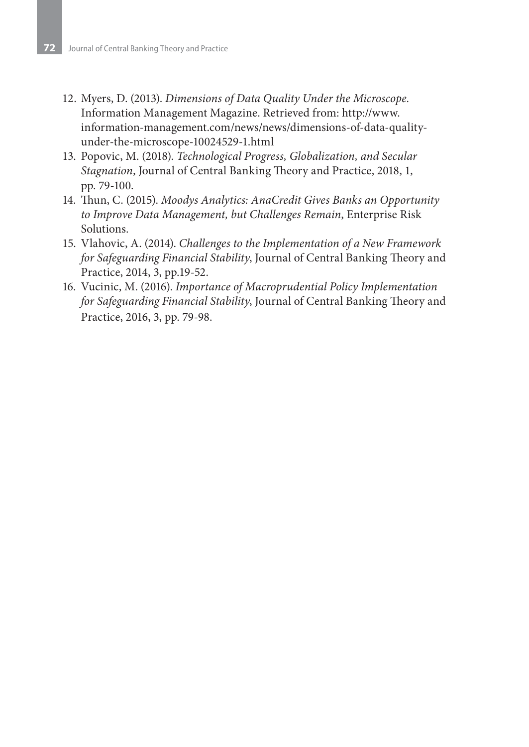12. Myers, D. (2013). *Dimensions of Data Quality Under the Microscope.* Information Management Magazine. Retrieved from: http://www.information-management.com/news/news/dimensions-of-data-quality-under-the-microscope-10024529-1.html
13. Popovic, M. (2018). *Technological Progress, Globalization, and Secular Stagnation*, Journal of Central Banking Theory and Practice, 2018, 1, pp. 79-100.
14. Thun, C. (2015). *Moodys Analytics: AnaCredit Gives Banks an Opportunity to Improve Data Management, but Challenges Remain*, Enterprise Risk Solutions.
15. Vlahovic, A. (2014). *Challenges to the Implementation of a New Framework for Safeguarding Financial Stability*, Journal of Central Banking Theory and Practice, 2014, 3, pp.19-52.
16. Vucinic, M. (2016). *Importance of Macroprudential Policy Implementation for Safeguarding Financial Stability*, Journal of Central Banking Theory and Practice, 2016, 3, pp. 79-98.